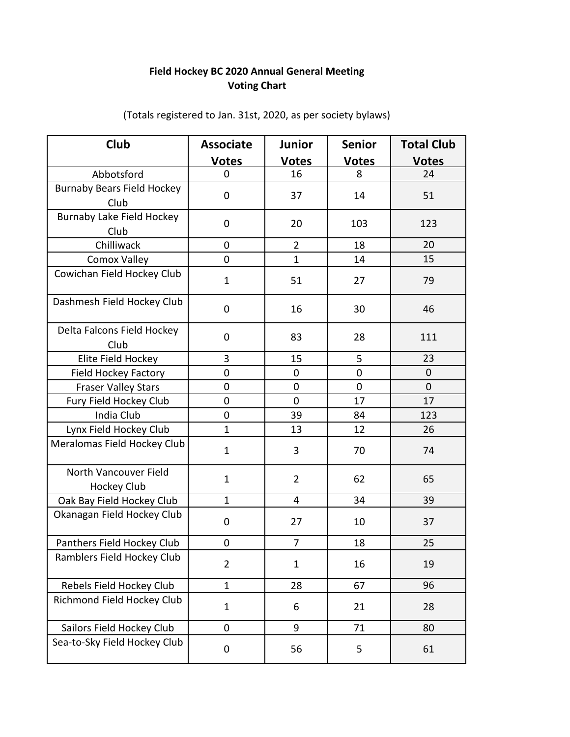**Field Hockey BC 2020 Annual General Meeting**
**Voting Chart**

(Totals registered to Jan. 31st, 2020, as per society bylaws)

| Club | Associate Votes | Junior Votes | Senior Votes | Total Club Votes |
|---|---|---|---|---|
| Abbotsford | 0 | 16 | 8 | 24 |
| Burnaby Bears Field Hockey Club | 0 | 37 | 14 | 51 |
| Burnaby Lake Field Hockey Club | 0 | 20 | 103 | 123 |
| Chilliwack | 0 | 2 | 18 | 20 |
| Comox Valley | 0 | 1 | 14 | 15 |
| Cowichan Field Hockey Club | 1 | 51 | 27 | 79 |
| Dashmesh Field Hockey Club | 0 | 16 | 30 | 46 |
| Delta Falcons Field Hockey Club | 0 | 83 | 28 | 111 |
| Elite Field Hockey | 3 | 15 | 5 | 23 |
| Field Hockey Factory | 0 | 0 | 0 | 0 |
| Fraser Valley Stars | 0 | 0 | 0 | 0 |
| Fury Field Hockey Club | 0 | 0 | 17 | 17 |
| India Club | 0 | 39 | 84 | 123 |
| Lynx Field Hockey Club | 1 | 13 | 12 | 26 |
| Meralomas Field Hockey Club | 1 | 3 | 70 | 74 |
| North Vancouver Field Hockey Club | 1 | 2 | 62 | 65 |
| Oak Bay Field Hockey Club | 1 | 4 | 34 | 39 |
| Okanagan Field Hockey Club | 0 | 27 | 10 | 37 |
| Panthers Field Hockey Club | 0 | 7 | 18 | 25 |
| Ramblers Field Hockey Club | 2 | 1 | 16 | 19 |
| Rebels Field Hockey Club | 1 | 28 | 67 | 96 |
| Richmond Field Hockey Club | 1 | 6 | 21 | 28 |
| Sailors Field Hockey Club | 0 | 9 | 71 | 80 |
| Sea-to-Sky Field Hockey Club | 0 | 56 | 5 | 61 |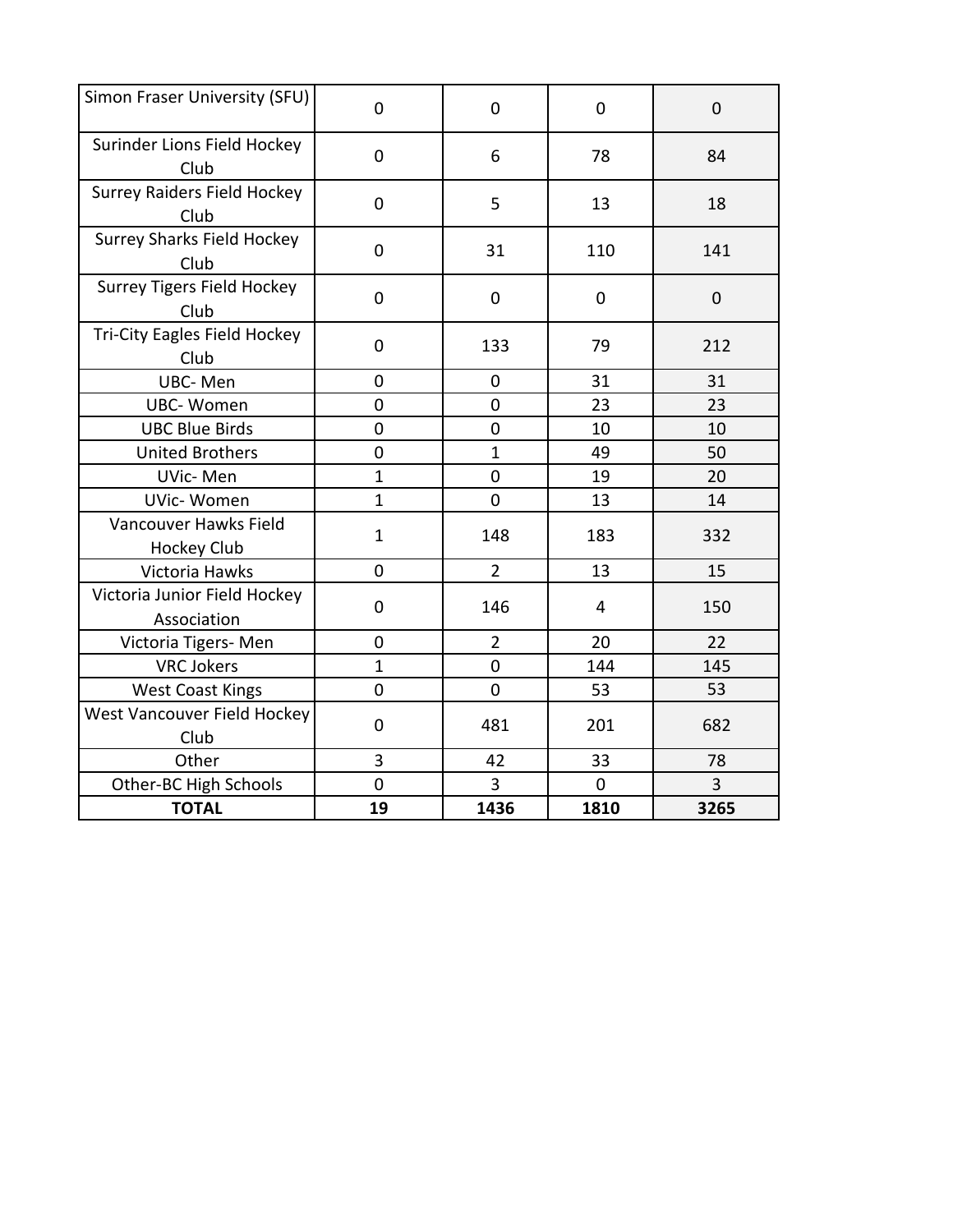| | | | | |
|---|---|---|---|---|
| Simon Fraser University (SFU) | 0 | 0 | 0 | 0 |
| Surinder Lions Field Hockey Club | 0 | 6 | 78 | 84 |
| Surrey Raiders Field Hockey Club | 0 | 5 | 13 | 18 |
| Surrey Sharks Field Hockey Club | 0 | 31 | 110 | 141 |
| Surrey Tigers Field Hockey Club | 0 | 0 | 0 | 0 |
| Tri-City Eagles Field Hockey Club | 0 | 133 | 79 | 212 |
| UBC- Men | 0 | 0 | 31 | 31 |
| UBC- Women | 0 | 0 | 23 | 23 |
| UBC Blue Birds | 0 | 0 | 10 | 10 |
| United Brothers | 0 | 1 | 49 | 50 |
| UVic- Men | 1 | 0 | 19 | 20 |
| UVic- Women | 1 | 0 | 13 | 14 |
| Vancouver Hawks Field Hockey Club | 1 | 148 | 183 | 332 |
| Victoria Hawks | 0 | 2 | 13 | 15 |
| Victoria Junior Field Hockey Association | 0 | 146 | 4 | 150 |
| Victoria Tigers- Men | 0 | 2 | 20 | 22 |
| VRC Jokers | 1 | 0 | 144 | 145 |
| West Coast Kings | 0 | 0 | 53 | 53 |
| West Vancouver Field Hockey Club | 0 | 481 | 201 | 682 |
| Other | 3 | 42 | 33 | 78 |
| Other-BC High Schools | 0 | 3 | 0 | 3 |
| **TOTAL** | **19** | **1436** | **1810** | **3265** |